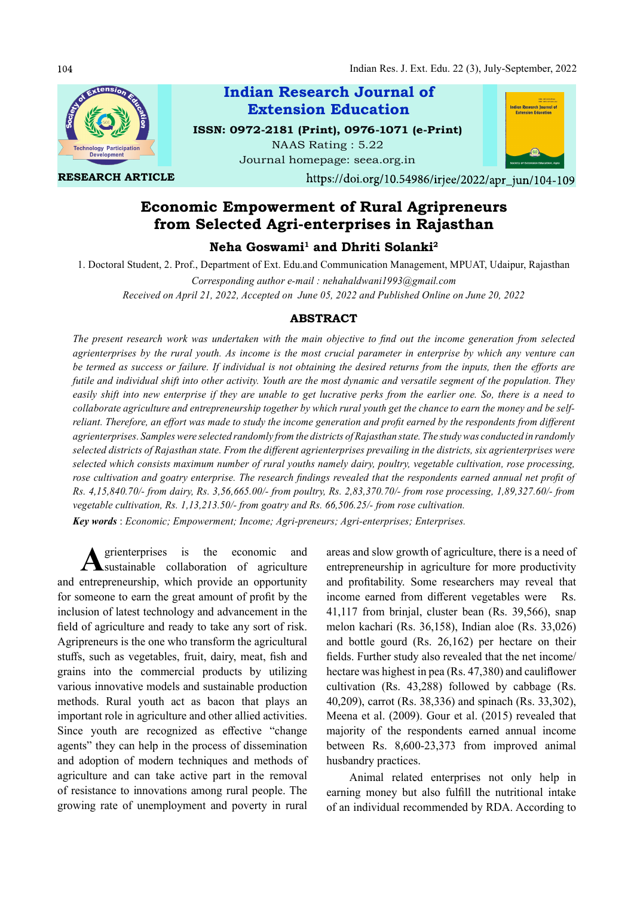RESEARCH ARTICLE

https://doi.org/10.54986/irjee/2022/apr_jun/104-109

# Economic Empowerment of Rural Agripreneurs from Selected Agri-enterprises in Rajasthan

**Neha Goswami[1] and Dhriti Solanki[2]**

1. Doctoral Student, 2. Prof., Department of Ext. Edu.and Communication Management, MPUAT, Udaipur, Rajasthan

*Corresponding author e-mail : nehahaldwani1993@gmail.com*

*Received on April 21, 2022, Accepted on June 05, 2022 and Published Online on June 20, 2022*

## ABSTRACT

*The present research work was undertaken with the main objective to find out the income generation from selected agrienterprises by the rural youth. As income is the most crucial parameter in enterprise by which any venture can be termed as success or failure. If individual is not obtaining the desired returns from the inputs, then the efforts are futile and individual shift into other activity. Youth are the most dynamic and versatile segment of the population. They easily shift into new enterprise if they are unable to get lucrative perks from the earlier one. So, there is a need to collaborate agriculture and entrepreneurship together by which rural youth get the chance to earn the money and be self-reliant. Therefore, an effort was made to study the income generation and profit earned by the respondents from different agrienterprises. Samples were selected randomly from the districts of Rajasthan state. The study was conducted in randomly selected districts of Rajasthan state. From the different agrienterprises prevailing in the districts, six agrienterprises were selected which consists maximum number of rural youths namely dairy, poultry, vegetable cultivation, rose processing, rose cultivation and goatry enterprise. The research findings revealed that the respondents earned annual net profit of Rs. 4,15,840.70/- from dairy, Rs. 3,56,665.00/- from poultry, Rs. 2,83,370.70/- from rose processing, 1,89,327.60/- from vegetable cultivation, Rs. 1,13,213.50/- from goatry and Rs. 66,506.25/- from rose cultivation.*

***Key words*** *: Economic; Empowerment; Income; Agri-preneurs; Agri-enterprises; Enterprises.*

Agrienterprises is the economic and sustainable collaboration of agriculture and entrepreneurship, which provide an opportunity for someone to earn the great amount of profit by the inclusion of latest technology and advancement in the field of agriculture and ready to take any sort of risk. Agripreneurs is the one who transform the agricultural stuffs, such as vegetables, fruit, dairy, meat, fish and grains into the commercial products by utilizing various innovative models and sustainable production methods. Rural youth act as bacon that plays an important role in agriculture and other allied activities. Since youth are recognized as effective "change agents" they can help in the process of dissemination and adoption of modern techniques and methods of agriculture and can take active part in the removal of resistance to innovations among rural people. The growing rate of unemployment and poverty in rural areas and slow growth of agriculture, there is a need of entrepreneurship in agriculture for more productivity and profitability. Some researchers may reveal that income earned from different vegetables were Rs. 41,117 from brinjal, cluster bean (Rs. 39,566), snap melon kachari (Rs. 36,158), Indian aloe (Rs. 33,026) and bottle gourd (Rs. 26,162) per hectare on their fields. Further study also revealed that the net income/ hectare was highest in pea (Rs. 47,380) and cauliflower cultivation (Rs. 43,288) followed by cabbage (Rs. 40,209), carrot (Rs. 38,336) and spinach (Rs. 33,302), Meena et al. (2009). Gour et al. (2015) revealed that majority of the respondents earned annual income between Rs. 8,600-23,373 from improved animal husbandry practices.

Animal related enterprises not only help in earning money but also fulfill the nutritional intake of an individual recommended by RDA. According to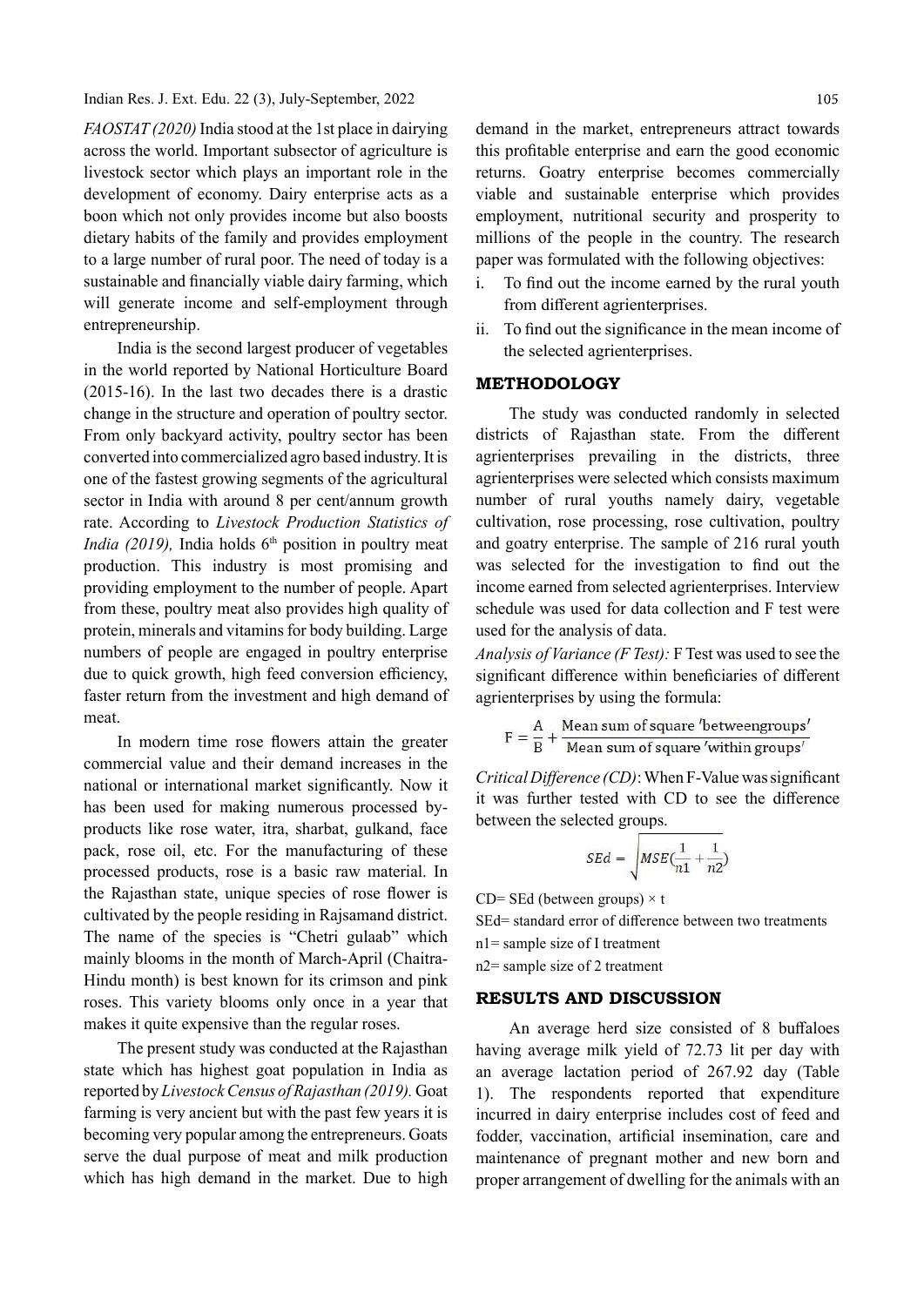*FAOSTAT (2020)* India stood at the 1st place in dairying across the world. Important subsector of agriculture is livestock sector which plays an important role in the development of economy. Dairy enterprise acts as a boon which not only provides income but also boosts dietary habits of the family and provides employment to a large number of rural poor. The need of today is a sustainable and financially viable dairy farming, which will generate income and self-employment through entrepreneurship.

India is the second largest producer of vegetables in the world reported by National Horticulture Board (2015-16). In the last two decades there is a drastic change in the structure and operation of poultry sector. From only backyard activity, poultry sector has been converted into commercialized agro based industry. It is one of the fastest growing segments of the agricultural sector in India with around 8 per cent/annum growth rate. According to *Livestock Production Statistics of India (2019),* India holds 6th position in poultry meat production. This industry is most promising and providing employment to the number of people. Apart from these, poultry meat also provides high quality of protein, minerals and vitamins for body building. Large numbers of people are engaged in poultry enterprise due to quick growth, high feed conversion efficiency, faster return from the investment and high demand of meat.

In modern time rose flowers attain the greater commercial value and their demand increases in the national or international market significantly. Now it has been used for making numerous processed by-products like rose water, itra, sharbat, gulkand, face pack, rose oil, etc. For the manufacturing of these processed products, rose is a basic raw material. In the Rajasthan state, unique species of rose flower is cultivated by the people residing in Rajsamand district. The name of the species is "Chetri gulaab" which mainly blooms in the month of March-April (Chaitra-Hindu month) is best known for its crimson and pink roses. This variety blooms only once in a year that makes it quite expensive than the regular roses.

The present study was conducted at the Rajasthan state which has highest goat population in India as reported by *Livestock Census of Rajasthan (2019).* Goat farming is very ancient but with the past few years it is becoming very popular among the entrepreneurs. Goats serve the dual purpose of meat and milk production which has high demand in the market. Due to high demand in the market, entrepreneurs attract towards this profitable enterprise and earn the good economic returns. Goatry enterprise becomes commercially viable and sustainable enterprise which provides employment, nutritional security and prosperity to millions of the people in the country. The research paper was formulated with the following objectives:

i. To find out the income earned by the rural youth from different agrienterprises.
ii. To find out the significance in the mean income of the selected agrienterprises.

## METHODOLOGY

The study was conducted randomly in selected districts of Rajasthan state. From the different agrienterprises prevailing in the districts, three agrienterprises were selected which consists maximum number of rural youths namely dairy, vegetable cultivation, rose processing, rose cultivation, poultry and goatry enterprise. The sample of 216 rural youth was selected for the investigation to find out the income earned from selected agrienterprises. Interview schedule was used for data collection and F test were used for the analysis of data.

*Analysis of Variance (F Test):* F Test was used to see the significant difference within beneficiaries of different agrienterprises by using the formula:

$$F = \frac{A}{B} + \frac{\text{Mean sum of square 'betweengroups'}}{\text{Mean sum of square 'within groups'}}$$

*Critical Difference (CD)*: When F-Value was significant it was further tested with CD to see the difference between the selected groups.

$$SEd = \sqrt{MSE(\frac{1}{n1} + \frac{1}{n2})}$$

CD= SEd (between groups) × t

SEd= standard error of difference between two treatments

n1= sample size of I treatment

n2= sample size of 2 treatment

## RESULTS AND DISCUSSION

An average herd size consisted of 8 buffaloes having average milk yield of 72.73 lit per day with an average lactation period of 267.92 day (Table 1). The respondents reported that expenditure incurred in dairy enterprise includes cost of feed and fodder, vaccination, artificial insemination, care and maintenance of pregnant mother and new born and proper arrangement of dwelling for the animals with an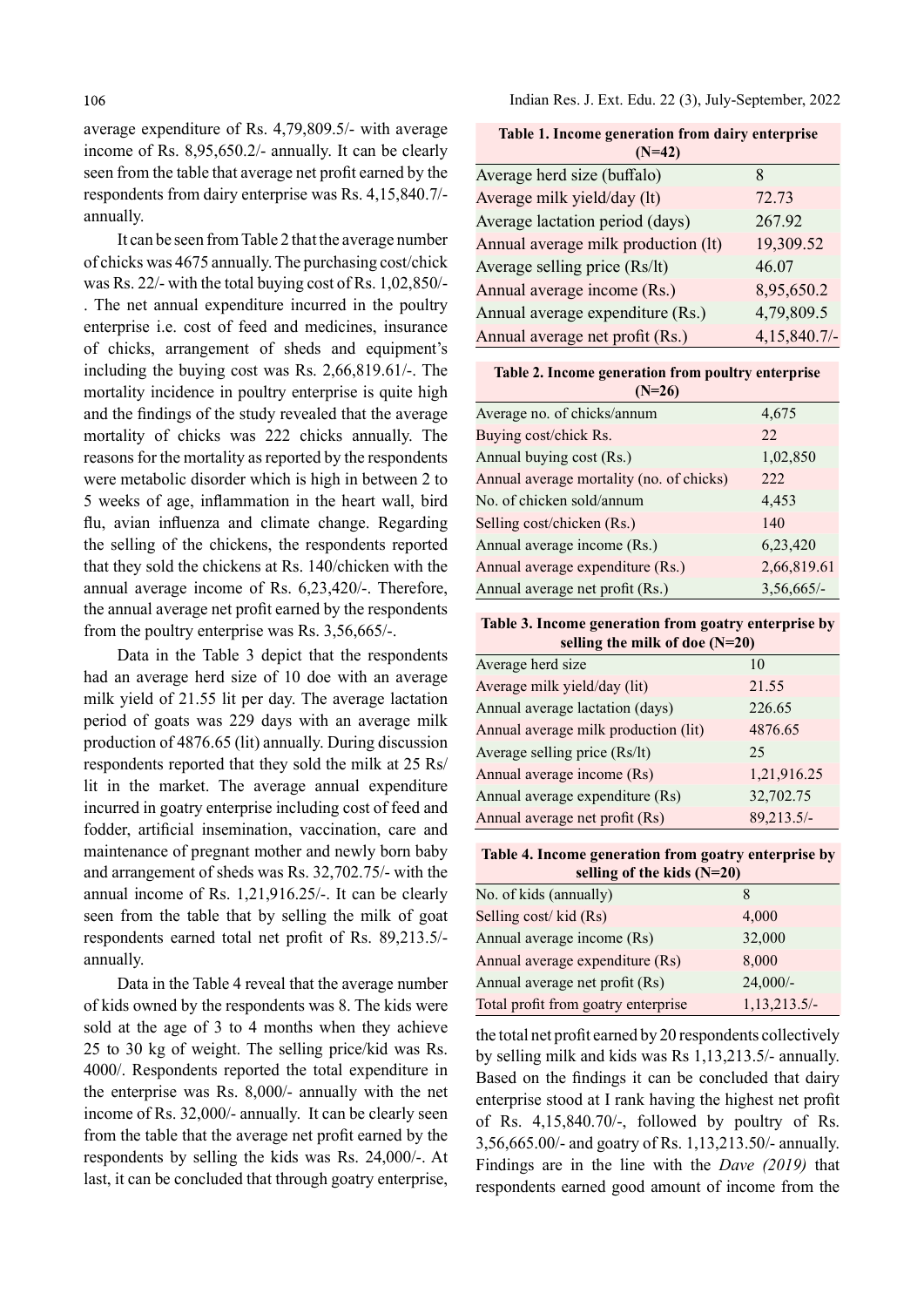average expenditure of Rs. 4,79,809.5/- with average income of Rs. 8,95,650.2/- annually. It can be clearly seen from the table that average net profit earned by the respondents from dairy enterprise was Rs. 4,15,840.7/- annually.

It can be seen from Table 2 that the average number of chicks was 4675 annually. The purchasing cost/chick was Rs. 22/- with the total buying cost of Rs. 1,02,850/-. The net annual expenditure incurred in the poultry enterprise i.e. cost of feed and medicines, insurance of chicks, arrangement of sheds and equipment's including the buying cost was Rs. 2,66,819.61/-. The mortality incidence in poultry enterprise is quite high and the findings of the study revealed that the average mortality of chicks was 222 chicks annually. The reasons for the mortality as reported by the respondents were metabolic disorder which is high in between 2 to 5 weeks of age, inflammation in the heart wall, bird flu, avian influenza and climate change. Regarding the selling of the chickens, the respondents reported that they sold the chickens at Rs. 140/chicken with the annual average income of Rs. 6,23,420/-. Therefore, the annual average net profit earned by the respondents from the poultry enterprise was Rs. 3,56,665/-.

Data in the Table 3 depict that the respondents had an average herd size of 10 doe with an average milk yield of 21.55 lit per day. The average lactation period of goats was 229 days with an average milk production of 4876.65 (lit) annually. During discussion respondents reported that they sold the milk at 25 Rs/lit in the market. The average annual expenditure incurred in goatry enterprise including cost of feed and fodder, artificial insemination, vaccination, care and maintenance of pregnant mother and newly born baby and arrangement of sheds was Rs. 32,702.75/- with the annual income of Rs. 1,21,916.25/-. It can be clearly seen from the table that by selling the milk of goat respondents earned total net profit of Rs. 89,213.5/- annually.

Data in the Table 4 reveal that the average number of kids owned by the respondents was 8. The kids were sold at the age of 3 to 4 months when they achieve 25 to 30 kg of weight. The selling price/kid was Rs. 4000/. Respondents reported the total expenditure in the enterprise was Rs. 8,000/- annually with the net income of Rs. 32,000/- annually. It can be clearly seen from the table that the average net profit earned by the respondents by selling the kids was Rs. 24,000/-. At last, it can be concluded that through goatry enterprise, the total net profit earned by 20 respondents collectively by selling milk and kids was Rs 1,13,213.5/- annually. Based on the findings it can be concluded that dairy enterprise stood at I rank having the highest net profit of Rs. 4,15,840.70/-, followed by poultry of Rs. 3,56,665.00/- and goatry of Rs. 1,13,213.50/- annually. Findings are in the line with the *Dave (2019)* that respondents earned good amount of income from the

**Table 1. Income generation from dairy enterprise (N=42)**

| | |
|---|---|
| Average herd size (buffalo) | 8 |
| Average milk yield/day (lt) | 72.73 |
| Average lactation period (days) | 267.92 |
| Annual average milk production (lt) | 19,309.52 |
| Average selling price (Rs/lt) | 46.07 |
| Annual average income (Rs.) | 8,95,650.2 |
| Annual average expenditure (Rs.) | 4,79,809.5 |
| Annual average net profit (Rs.) | 4,15,840.7/- |

**Table 2. Income generation from poultry enterprise (N=26)**

| | |
|---|---|
| Average no. of chicks/annum | 4,675 |
| Buying cost/chick Rs. | 22 |
| Annual buying cost (Rs.) | 1,02,850 |
| Annual average mortality (no. of chicks) | 222 |
| No. of chicken sold/annum | 4,453 |
| Selling cost/chicken (Rs.) | 140 |
| Annual average income (Rs.) | 6,23,420 |
| Annual average expenditure (Rs.) | 2,66,819.61 |
| Annual average net profit (Rs.) | 3,56,665/- |

**Table 3. Income generation from goatry enterprise by selling the milk of doe (N=20)**

| | |
|---|---|
| Average herd size | 10 |
| Average milk yield/day (lit) | 21.55 |
| Annual average lactation (days) | 226.65 |
| Annual average milk production (lit) | 4876.65 |
| Average selling price (Rs/lt) | 25 |
| Annual average income (Rs) | 1,21,916.25 |
| Annual average expenditure (Rs) | 32,702.75 |
| Annual average net profit (Rs) | 89,213.5/- |

**Table 4. Income generation from goatry enterprise by selling of the kids (N=20)**

| | |
|---|---|
| No. of kids (annually) | 8 |
| Selling cost/ kid (Rs) | 4,000 |
| Annual average income (Rs) | 32,000 |
| Annual average expenditure (Rs) | 8,000 |
| Annual average net profit (Rs) | 24,000/- |
| Total profit from goatry enterprise | 1,13,213.5/- |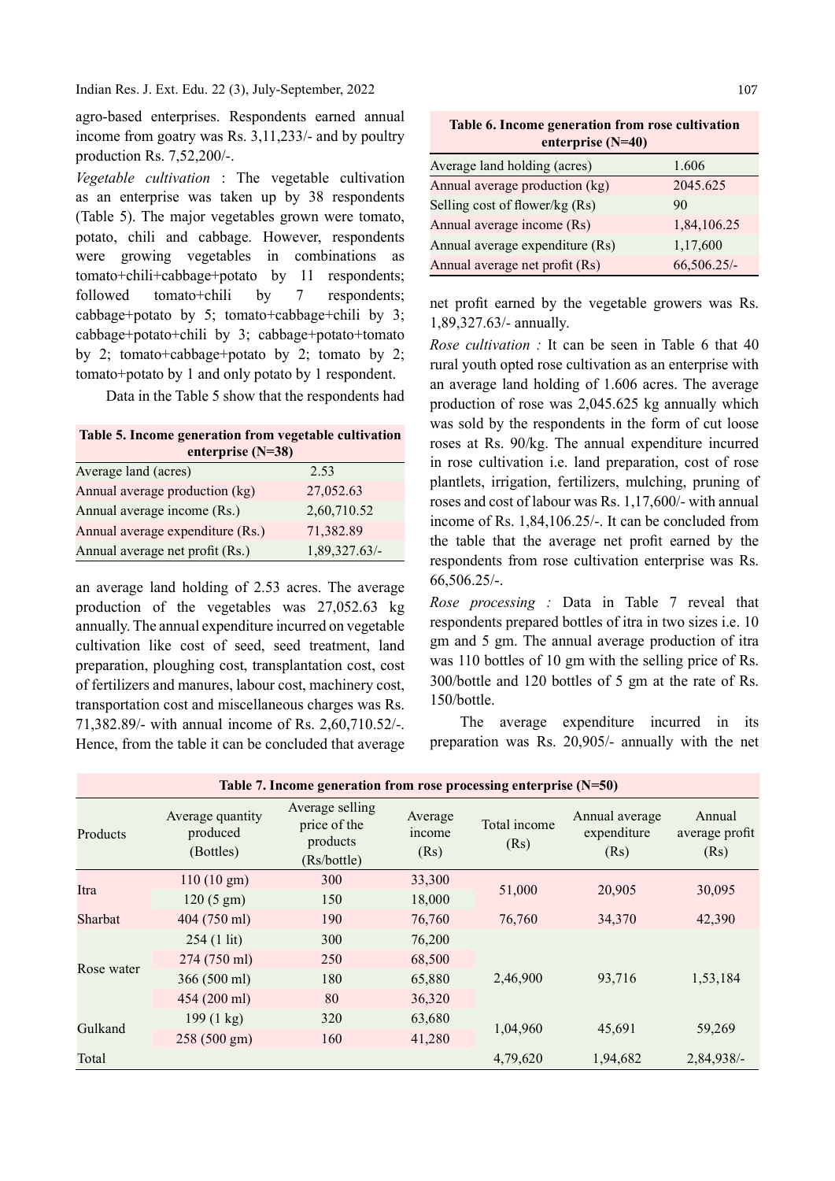agro-based enterprises. Respondents earned annual income from goatry was Rs. 3,11,233/- and by poultry production Rs. 7,52,200/-.

*Vegetable cultivation* : The vegetable cultivation as an enterprise was taken up by 38 respondents (Table 5). The major vegetables grown were tomato, potato, chili and cabbage. However, respondents were growing vegetables in combinations as tomato+chili+cabbage+potato by 11 respondents; followed tomato+chili by 7 respondents; cabbage+potato by 5; tomato+cabbage+chili by 3; cabbage+potato+chili by 3; cabbage+potato+tomato by 2; tomato+cabbage+potato by 2; tomato by 2; tomato+potato by 1 and only potato by 1 respondent.

Data in the Table 5 show that the respondents had an average land holding of 2.53 acres. The average production of the vegetables was 27,052.63 kg annually. The annual expenditure incurred on vegetable cultivation like cost of seed, seed treatment, land preparation, ploughing cost, transplantation cost, cost of fertilizers and manures, labour cost, machinery cost, transportation cost and miscellaneous charges was Rs. 71,382.89/- with annual income of Rs. 2,60,710.52/-. Hence, from the table it can be concluded that average net profit earned by the vegetable growers was Rs. 1,89,327.63/- annually.

**Table 5. Income generation from vegetable cultivation enterprise (N=38)**

| | |
|---|---|
| Average land (acres) | 2.53 |
| Annual average production (kg) | 27,052.63 |
| Annual average income (Rs.) | 2,60,710.52 |
| Annual average expenditure (Rs.) | 71,382.89 |
| Annual average net profit (Rs.) | 1,89,327.63/- |

**Table 6. Income generation from rose cultivation enterprise (N=40)**

| | |
|---|---|
| Average land holding (acres) | 1.606 |
| Annual average production (kg) | 2045.625 |
| Selling cost of flower/kg (Rs) | 90 |
| Annual average income (Rs) | 1,84,106.25 |
| Annual average expenditure (Rs) | 1,17,600 |
| Annual average net profit (Rs) | 66,506.25/- |

*Rose cultivation :* It can be seen in Table 6 that 40 rural youth opted rose cultivation as an enterprise with an average land holding of 1.606 acres. The average production of rose was 2,045.625 kg annually which was sold by the respondents in the form of cut loose roses at Rs. 90/kg. The annual expenditure incurred in rose cultivation i.e. land preparation, cost of rose plantlets, irrigation, fertilizers, mulching, pruning of roses and cost of labour was Rs. 1,17,600/- with annual income of Rs. 1,84,106.25/-. It can be concluded from the table that the average net profit earned by the respondents from rose cultivation enterprise was Rs. 66,506.25/-.

*Rose processing :* Data in Table 7 reveal that respondents prepared bottles of itra in two sizes i.e. 10 gm and 5 gm. The annual average production of itra was 110 bottles of 10 gm with the selling price of Rs. 300/bottle and 120 bottles of 5 gm at the rate of Rs. 150/bottle.

The average expenditure incurred in its preparation was Rs. 20,905/- annually with the net

**Table 7. Income generation from rose processing enterprise (N=50)**

| Products | Average quantity produced (Bottles) | Average selling price of the products (Rs/bottle) | Average income (Rs) | Total income (Rs) | Annual average expenditure (Rs) | Annual average profit (Rs) |
|---|---|---|---|---|---|---|
| Itra | 110 (10 gm) | 300 | 33,300 | 51,000 | 20,905 | 30,095 |
| | 120 (5 gm) | 150 | 18,000 | | | |
| Sharbat | 404 (750 ml) | 190 | 76,760 | 76,760 | 34,370 | 42,390 |
| Rose water | 254 (1 lit) | 300 | 76,200 | 2,46,900 | 93,716 | 1,53,184 |
| | 274 (750 ml) | 250 | 68,500 | | | |
| | 366 (500 ml) | 180 | 65,880 | | | |
| | 454 (200 ml) | 80 | 36,320 | | | |
| Gulkand | 199 (1 kg) | 320 | 63,680 | 1,04,960 | 45,691 | 59,269 |
| | 258 (500 gm) | 160 | 41,280 | | | |
| Total | | | | 4,79,620 | 1,94,682 | 2,84,938/- |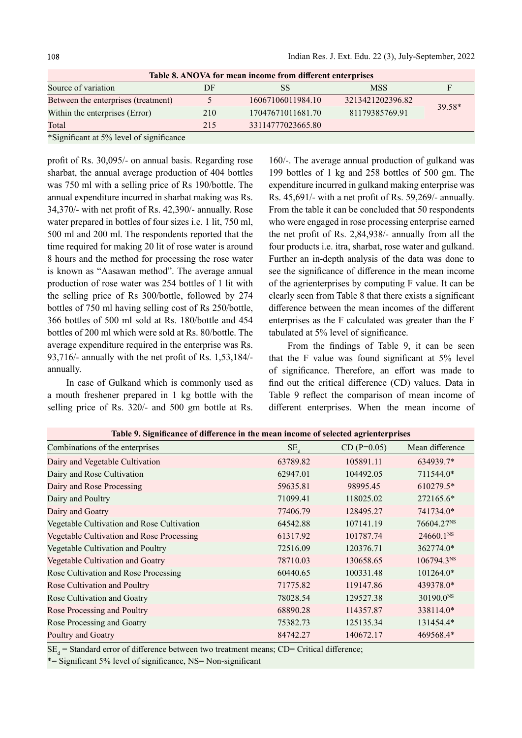**Table 8. ANOVA for mean income from different enterprises**

| Source of variation | DF | SS | MSS | F |
|---|---|---|---|---|
| Between the enterprises (treatment) | 5 | 16067106011984.10 | 3213421202396.82 | 39.58* |
| Within the enterprises (Error) | 210 | 17047671011681.70 | 81179385769.91 | |
| Total | 215 | 33114777023665.80 | | |

*Significant at 5% level of significance

profit of Rs. 30,095/- on annual basis. Regarding rose sharbat, the annual average production of 404 bottles was 750 ml with a selling price of Rs 190/bottle. The annual expenditure incurred in sharbat making was Rs. 34,370/- with net profit of Rs. 42,390/- annually. Rose water prepared in bottles of four sizes i.e. 1 lit, 750 ml, 500 ml and 200 ml. The respondents reported that the time required for making 20 lit of rose water is around 8 hours and the method for processing the rose water is known as "Aasawan method". The average annual production of rose water was 254 bottles of 1 lit with the selling price of Rs 300/bottle, followed by 274 bottles of 750 ml having selling cost of Rs 250/bottle, 366 bottles of 500 ml sold at Rs. 180/bottle and 454 bottles of 200 ml which were sold at Rs. 80/bottle. The average expenditure required in the enterprise was Rs. 93,716/- annually with the net profit of Rs. 1,53,184/- annually.

In case of Gulkand which is commonly used as a mouth freshener prepared in 1 kg bottle with the selling price of Rs. 320/- and 500 gm bottle at Rs. 160/-. The average annual production of gulkand was 199 bottles of 1 kg and 258 bottles of 500 gm. The expenditure incurred in gulkand making enterprise was Rs. 45,691/- with a net profit of Rs. 59,269/- annually. From the table it can be concluded that 50 respondents who were engaged in rose processing enterprise earned the net profit of Rs. 2,84,938/- annually from all the four products i.e. itra, sharbat, rose water and gulkand. Further an in-depth analysis of the data was done to see the significance of difference in the mean income of the agrienterprises by computing F value. It can be clearly seen from Table 8 that there exists a significant difference between the mean incomes of the different enterprises as the F calculated was greater than the F tabulated at 5% level of significance.

From the findings of Table 9, it can be seen that the F value was found significant at 5% level of significance. Therefore, an effort was made to find out the critical difference (CD) values. Data in Table 9 reflect the comparison of mean income of different enterprises. When the mean income of

**Table 9. Significance of difference in the mean income of selected agrienterprises**

| Combinations of the enterprises | $SE_d$ | CD (P=0.05) | Mean difference |
|---|---|---|---|
| Dairy and Vegetable Cultivation | 63789.82 | 105891.11 | 634939.7* |
| Dairy and Rose Cultivation | 62947.01 | 104492.05 | 711544.0* |
| Dairy and Rose Processing | 59635.81 | 98995.45 | 610279.5* |
| Dairy and Poultry | 71099.41 | 118025.02 | 272165.6* |
| Dairy and Goatry | 77406.79 | 128495.27 | 741734.0* |
| Vegetable Cultivation and Rose Cultivation | 64542.88 | 107141.19 | 76604.27$^{NS}$ |
| Vegetable Cultivation and Rose Processing | 61317.92 | 101787.74 | 24660.1$^{NS}$ |
| Vegetable Cultivation and Poultry | 72516.09 | 120376.71 | 362774.0* |
| Vegetable Cultivation and Goatry | 78710.03 | 130658.65 | 106794.3$^{NS}$ |
| Rose Cultivation and Rose Processing | 60440.65 | 100331.48 | 101264.0* |
| Rose Cultivation and Poultry | 71775.82 | 119147.86 | 439378.0* |
| Rose Cultivation and Goatry | 78028.54 | 129527.38 | 30190.0$^{NS}$ |
| Rose Processing and Poultry | 68890.28 | 114357.87 | 338114.0* |
| Rose Processing and Goatry | 75382.73 | 125135.34 | 131454.4* |
| Poultry and Goatry | 84742.27 | 140672.17 | 469568.4* |

$SE_d$ = Standard error of difference between two treatment means; CD= Critical difference;
*= Significant 5% level of significance, NS= Non-significant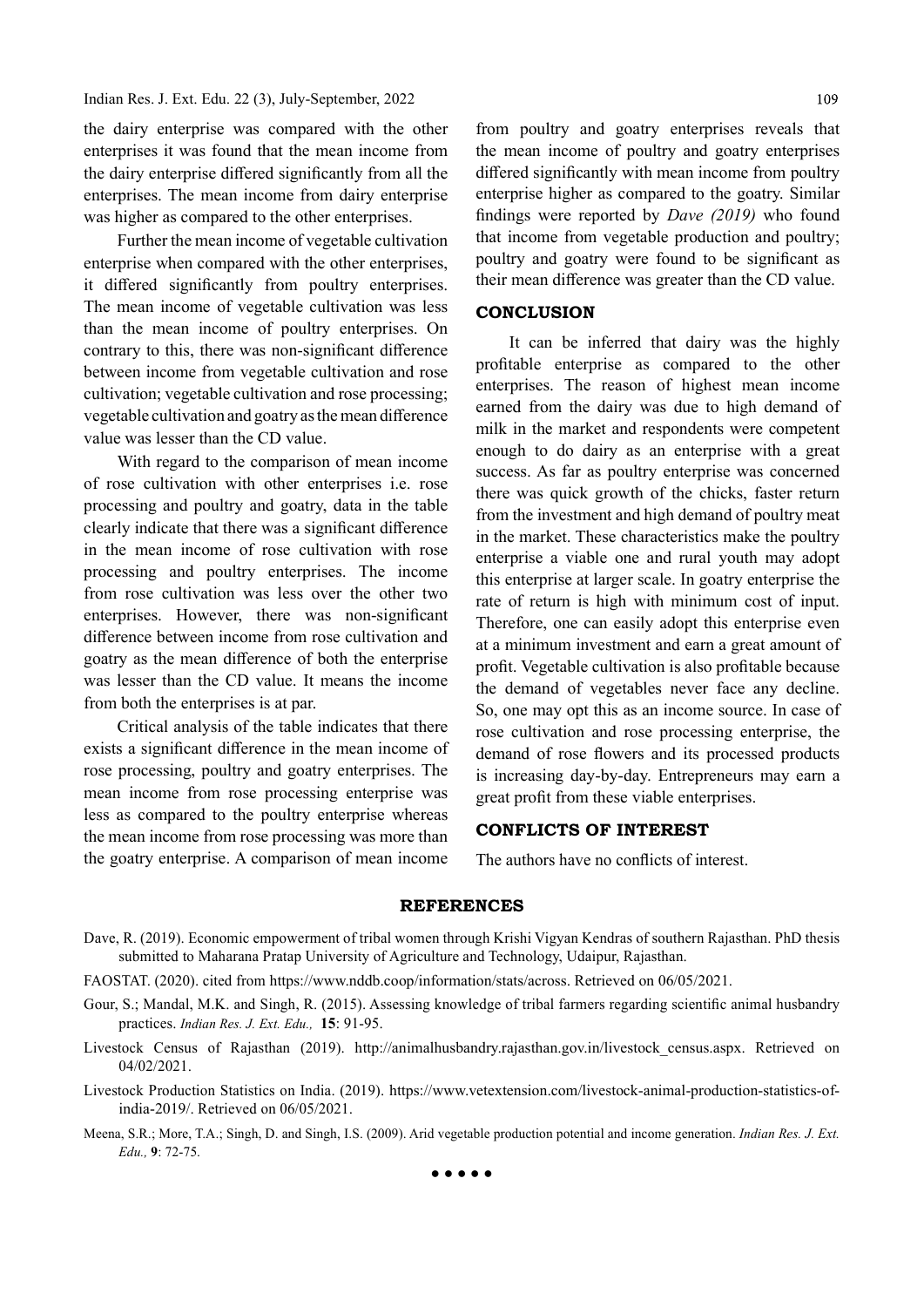the dairy enterprise was compared with the other enterprises it was found that the mean income from the dairy enterprise differed significantly from all the enterprises. The mean income from dairy enterprise was higher as compared to the other enterprises.

Further the mean income of vegetable cultivation enterprise when compared with the other enterprises, it differed significantly from poultry enterprises. The mean income of vegetable cultivation was less than the mean income of poultry enterprises. On contrary to this, there was non-significant difference between income from vegetable cultivation and rose cultivation; vegetable cultivation and rose processing; vegetable cultivation and goatry as the mean difference value was lesser than the CD value.

With regard to the comparison of mean income of rose cultivation with other enterprises i.e. rose processing and poultry and goatry, data in the table clearly indicate that there was a significant difference in the mean income of rose cultivation with rose processing and poultry enterprises. The income from rose cultivation was less over the other two enterprises. However, there was non-significant difference between income from rose cultivation and goatry as the mean difference of both the enterprise was lesser than the CD value. It means the income from both the enterprises is at par.

Critical analysis of the table indicates that there exists a significant difference in the mean income of rose processing, poultry and goatry enterprises. The mean income from rose processing enterprise was less as compared to the poultry enterprise whereas the mean income from rose processing was more than the goatry enterprise. A comparison of mean income from poultry and goatry enterprises reveals that the mean income of poultry and goatry enterprises differed significantly with mean income from poultry enterprise higher as compared to the goatry. Similar findings were reported by *Dave (2019)* who found that income from vegetable production and poultry; poultry and goatry were found to be significant as their mean difference was greater than the CD value.

## CONCLUSION

It can be inferred that dairy was the highly profitable enterprise as compared to the other enterprises. The reason of highest mean income earned from the dairy was due to high demand of milk in the market and respondents were competent enough to do dairy as an enterprise with a great success. As far as poultry enterprise was concerned there was quick growth of the chicks, faster return from the investment and high demand of poultry meat in the market. These characteristics make the poultry enterprise a viable one and rural youth may adopt this enterprise at larger scale. In goatry enterprise the rate of return is high with minimum cost of input. Therefore, one can easily adopt this enterprise even at a minimum investment and earn a great amount of profit. Vegetable cultivation is also profitable because the demand of vegetables never face any decline. So, one may opt this as an income source. In case of rose cultivation and rose processing enterprise, the demand of rose flowers and its processed products is increasing day-by-day. Entrepreneurs may earn a great profit from these viable enterprises.

## CONFLICTS OF INTEREST

The authors have no conflicts of interest.

## REFERENCES

Dave, R. (2019). Economic empowerment of tribal women through Krishi Vigyan Kendras of southern Rajasthan. PhD thesis submitted to Maharana Pratap University of Agriculture and Technology, Udaipur, Rajasthan.

FAOSTAT. (2020). cited from https://www.nddb.coop/information/stats/across. Retrieved on 06/05/2021.

Gour, S.; Mandal, M.K. and Singh, R. (2015). Assessing knowledge of tribal farmers regarding scientific animal husbandry practices. *Indian Res. J. Ext. Edu.,* **15**: 91-95.

Livestock Census of Rajasthan (2019). http://animalhusbandry.rajasthan.gov.in/livestock_census.aspx. Retrieved on 04/02/2021.

Livestock Production Statistics on India. (2019). https://www.vetextension.com/livestock-animal-production-statistics-of-india-2019/. Retrieved on 06/05/2021.

Meena, S.R.; More, T.A.; Singh, D. and Singh, I.S. (2009). Arid vegetable production potential and income generation. *Indian Res. J. Ext. Edu.,* **9**: 72-75.

• • • • •